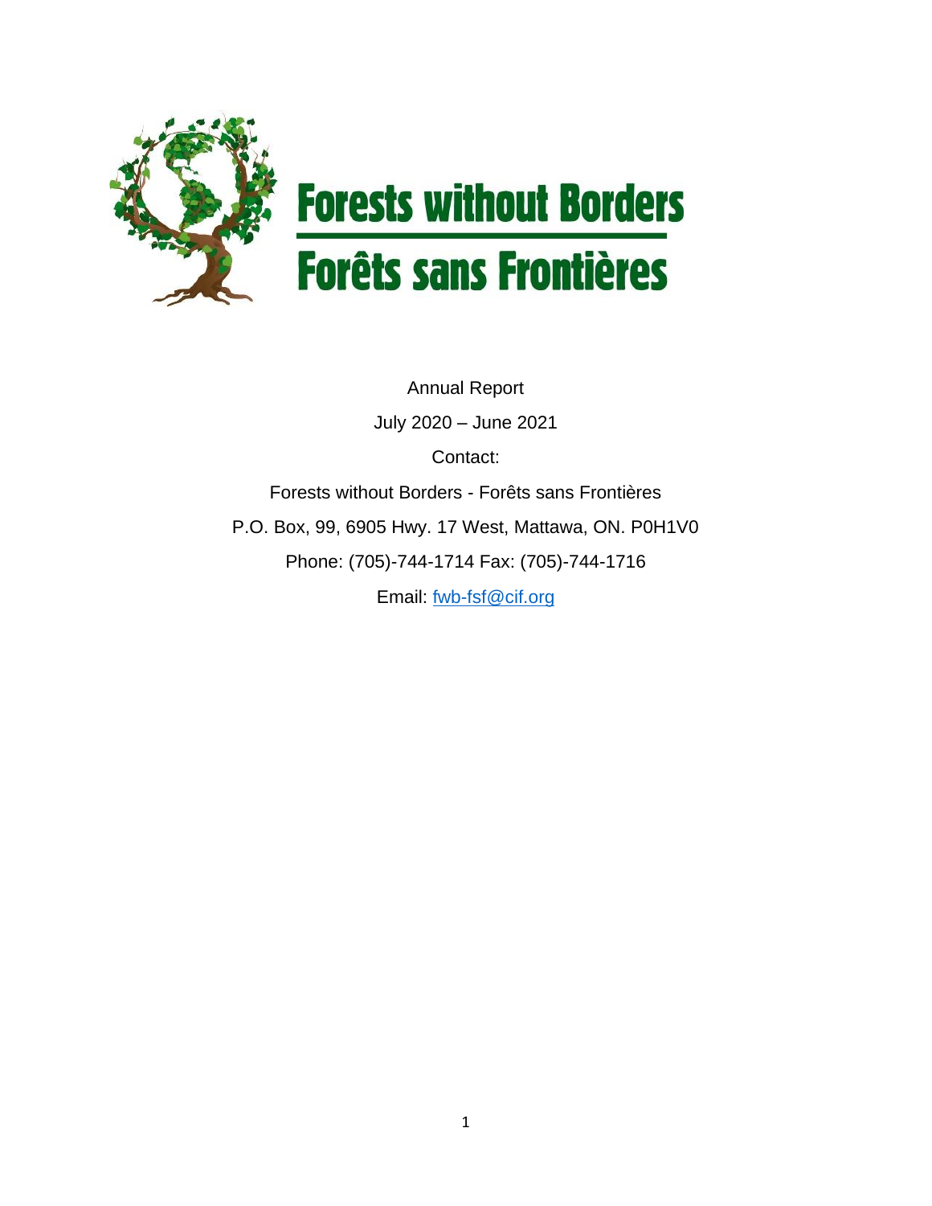# Forests without Borders

# Forêts sans Frontières

Annual Report

July 2020 – June 2021

Contact:

Forests without Borders - Forêts sans Frontières

P.O. Box, 99, 6905 Hwy. 17 West, Mattawa, ON. P0H1V0

Phone: (705)-744-1714 Fax: (705)-744-1716

Email: fwb-fsf@cif.org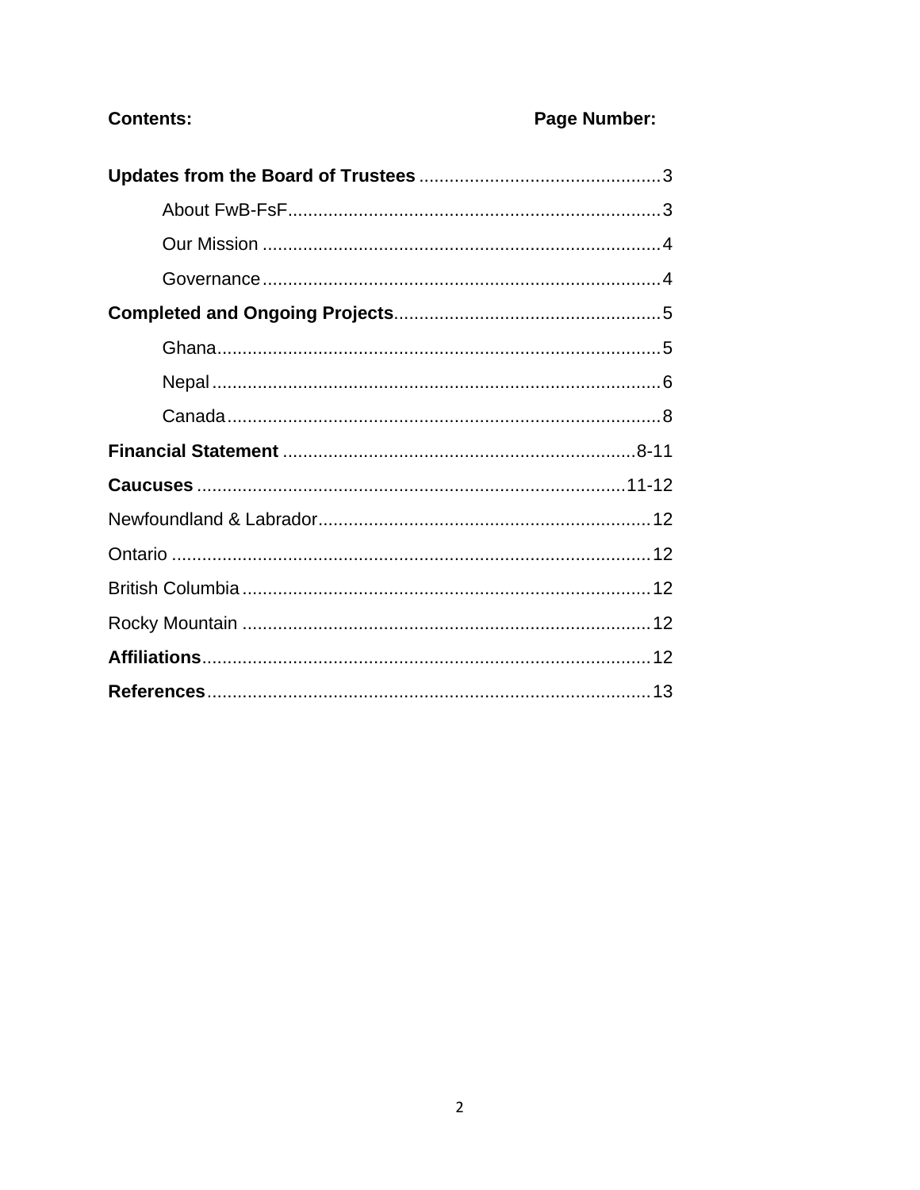**Contents:** **Page Number:**

**Updates from the Board of Trustees** ................................................3

About FwB-FsF.........................................................................3

Our Mission .............................................................................4

Governance.............................................................................4

**Completed and Ongoing Projects**.....................................................5

Ghana.......................................................................................5

Nepal........................................................................................6

Canada.....................................................................................8

**Financial Statement** .......................................................................8-11

**Caucuses** .....................................................................................11-12

Newfoundland & Labrador.................................................................12

Ontario ...............................................................................................12

British Columbia ................................................................................12

Rocky Mountain .................................................................................12

**Affiliations**.........................................................................................12

**References**.........................................................................................13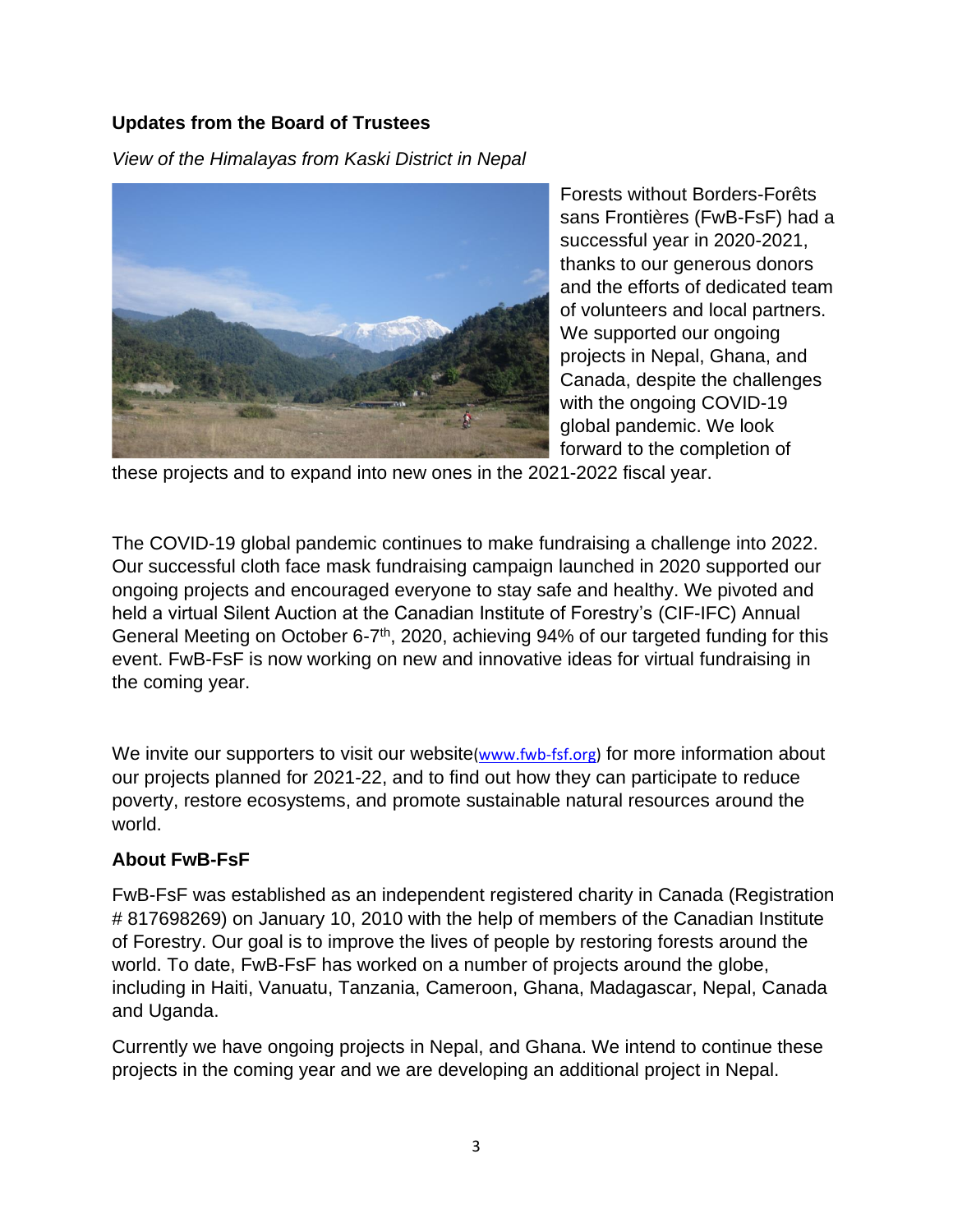**Updates from the Board of Trustees**

*View of the Himalayas from Kaski District in Nepal*

Forests without Borders-Forêts sans Frontières (FwB-FsF) had a successful year in 2020-2021, thanks to our generous donors and the efforts of dedicated team of volunteers and local partners. We supported our ongoing projects in Nepal, Ghana, and Canada, despite the challenges with the ongoing COVID-19 global pandemic. We look forward to the completion of these projects and to expand into new ones in the 2021-2022 fiscal year.

The COVID-19 global pandemic continues to make fundraising a challenge into 2022. Our successful cloth face mask fundraising campaign launched in 2020 supported our ongoing projects and encouraged everyone to stay safe and healthy. We pivoted and held a virtual Silent Auction at the Canadian Institute of Forestry's (CIF-IFC) Annual General Meeting on October 6-7th, 2020, achieving 94% of our targeted funding for this event. FwB-FsF is now working on new and innovative ideas for virtual fundraising in the coming year.

We invite our supporters to visit our website(www.fwb-fsf.org) for more information about our projects planned for 2021-22, and to find out how they can participate to reduce poverty, restore ecosystems, and promote sustainable natural resources around the world.

**About FwB-FsF**

FwB-FsF was established as an independent registered charity in Canada (Registration # 817698269) on January 10, 2010 with the help of members of the Canadian Institute of Forestry. Our goal is to improve the lives of people by restoring forests around the world. To date, FwB-FsF has worked on a number of projects around the globe, including in Haiti, Vanuatu, Tanzania, Cameroon, Ghana, Madagascar, Nepal, Canada and Uganda.

Currently we have ongoing projects in Nepal, and Ghana. We intend to continue these projects in the coming year and we are developing an additional project in Nepal.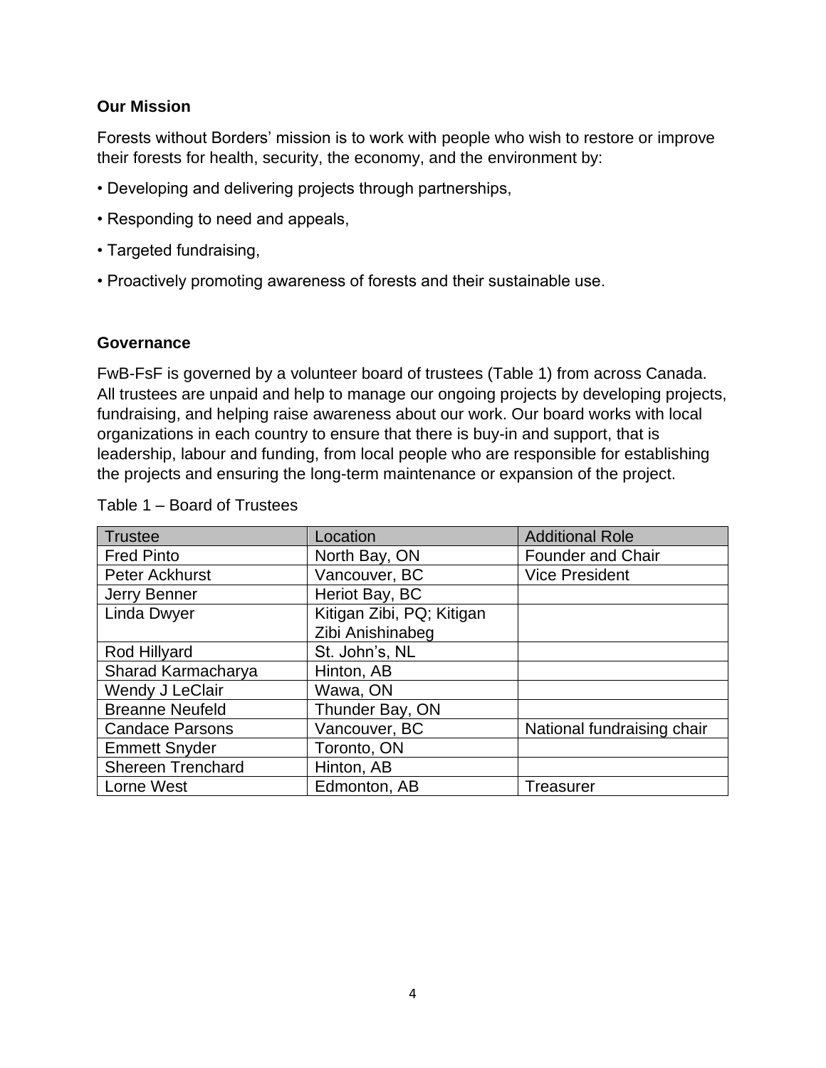## Our Mission

Forests without Borders' mission is to work with people who wish to restore or improve their forests for health, security, the economy, and the environment by:

- Developing and delivering projects through partnerships,
- Responding to need and appeals,
- Targeted fundraising,
- Proactively promoting awareness of forests and their sustainable use.

## Governance

FwB-FsF is governed by a volunteer board of trustees (Table 1) from across Canada. All trustees are unpaid and help to manage our ongoing projects by developing projects, fundraising, and helping raise awareness about our work. Our board works with local organizations in each country to ensure that there is buy-in and support, that is leadership, labour and funding, from local people who are responsible for establishing the projects and ensuring the long-term maintenance or expansion of the project.

Table 1 – Board of Trustees

| Trustee | Location | Additional Role |
| --- | --- | --- |
| Fred Pinto | North Bay, ON | Founder and Chair |
| Peter Ackhurst | Vancouver, BC | Vice President |
| Jerry Benner | Heriot Bay, BC | |
| Linda Dwyer | Kitigan Zibi, PQ; Kitigan Zibi Anishinabeg | |
| Rod Hillyard | St. John's, NL | |
| Sharad Karmacharya | Hinton, AB | |
| Wendy J LeClair | Wawa, ON | |
| Breanne Neufeld | Thunder Bay, ON | |
| Candace Parsons | Vancouver, BC | National fundraising chair |
| Emmett Snyder | Toronto, ON | |
| Shereen Trenchard | Hinton, AB | |
| Lorne West | Edmonton, AB | Treasurer |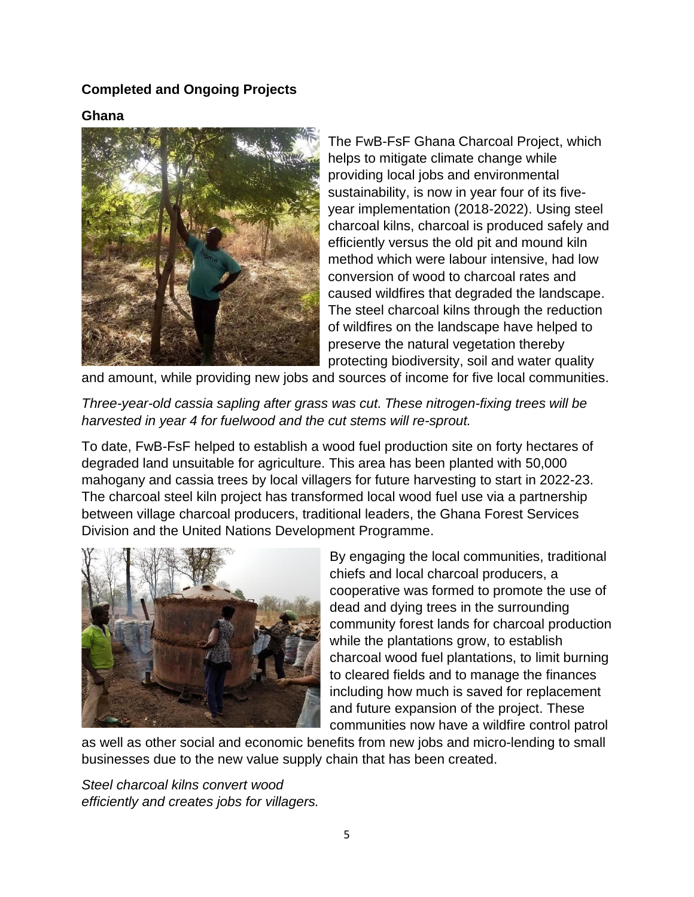**Completed and Ongoing Projects**

**Ghana**

The FwB-FsF Ghana Charcoal Project, which helps to mitigate climate change while providing local jobs and environmental sustainability, is now in year four of its five-year implementation (2018-2022). Using steel charcoal kilns, charcoal is produced safely and efficiently versus the old pit and mound kiln method which were labour intensive, had low conversion of wood to charcoal rates and caused wildfires that degraded the landscape. The steel charcoal kilns through the reduction of wildfires on the landscape have helped to preserve the natural vegetation thereby protecting biodiversity, soil and water quality and amount, while providing new jobs and sources of income for five local communities.

*Three-year-old cassia sapling after grass was cut. These nitrogen-fixing trees will be harvested in year 4 for fuelwood and the cut stems will re-sprout.*

To date, FwB-FsF helped to establish a wood fuel production site on forty hectares of degraded land unsuitable for agriculture. This area has been planted with 50,000 mahogany and cassia trees by local villagers for future harvesting to start in 2022-23. The charcoal steel kiln project has transformed local wood fuel use via a partnership between village charcoal producers, traditional leaders, the Ghana Forest Services Division and the United Nations Development Programme.

By engaging the local communities, traditional chiefs and local charcoal producers, a cooperative was formed to promote the use of dead and dying trees in the surrounding community forest lands for charcoal production while the plantations grow, to establish charcoal wood fuel plantations, to limit burning to cleared fields and to manage the finances including how much is saved for replacement and future expansion of the project. These communities now have a wildfire control patrol as well as other social and economic benefits from new jobs and micro-lending to small businesses due to the new value supply chain that has been created.

*Steel charcoal kilns convert wood efficiently and creates jobs for villagers.*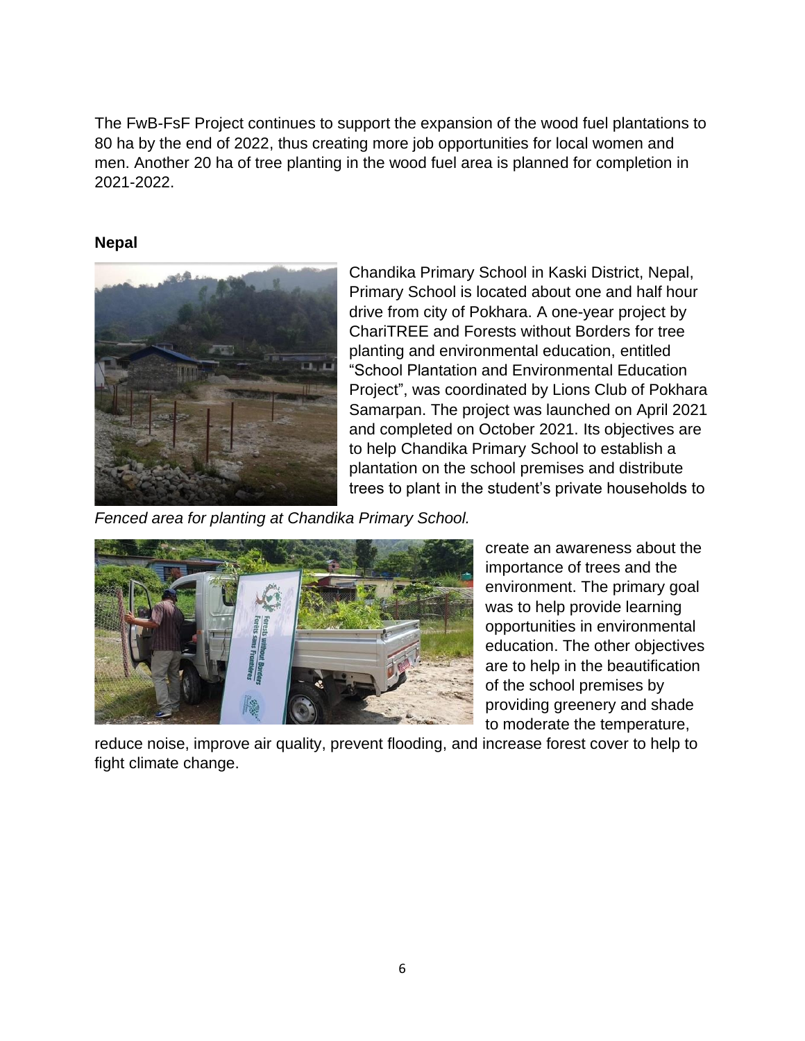The FwB-FsF Project continues to support the expansion of the wood fuel plantations to 80 ha by the end of 2022, thus creating more job opportunities for local women and men. Another 20 ha of tree planting in the wood fuel area is planned for completion in 2021-2022.

**Nepal**

Chandika Primary School in Kaski District, Nepal, Primary School is located about one and half hour drive from city of Pokhara. A one-year project by ChariTREE and Forests without Borders for tree planting and environmental education, entitled "School Plantation and Environmental Education Project", was coordinated by Lions Club of Pokhara Samarpan. The project was launched on April 2021 and completed on October 2021. Its objectives are to help Chandika Primary School to establish a plantation on the school premises and distribute trees to plant in the student's private households to create an awareness about the importance of trees and the environment. The primary goal was to help provide learning opportunities in environmental education. The other objectives are to help in the beautification of the school premises by providing greenery and shade to moderate the temperature, reduce noise, improve air quality, prevent flooding, and increase forest cover to help to fight climate change.

*Fenced area for planting at Chandika Primary School.*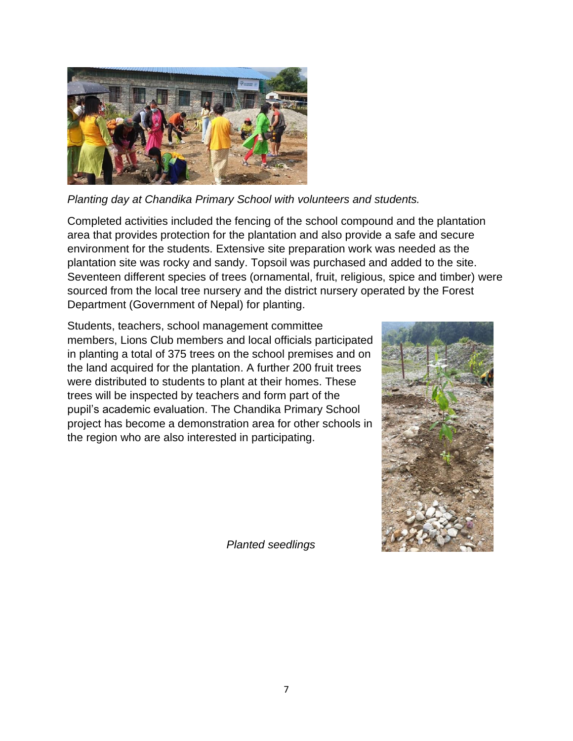*Planting day at Chandika Primary School with volunteers and students.*

Completed activities included the fencing of the school compound and the plantation area that provides protection for the plantation and also provide a safe and secure environment for the students. Extensive site preparation work was needed as the plantation site was rocky and sandy. Topsoil was purchased and added to the site. Seventeen different species of trees (ornamental, fruit, religious, spice and timber) were sourced from the local tree nursery and the district nursery operated by the Forest Department (Government of Nepal) for planting.

Students, teachers, school management committee members, Lions Club members and local officials participated in planting a total of 375 trees on the school premises and on the land acquired for the plantation. A further 200 fruit trees were distributed to students to plant at their homes. These trees will be inspected by teachers and form part of the pupil's academic evaluation. The Chandika Primary School project has become a demonstration area for other schools in the region who are also interested in participating.

*Planted seedlings*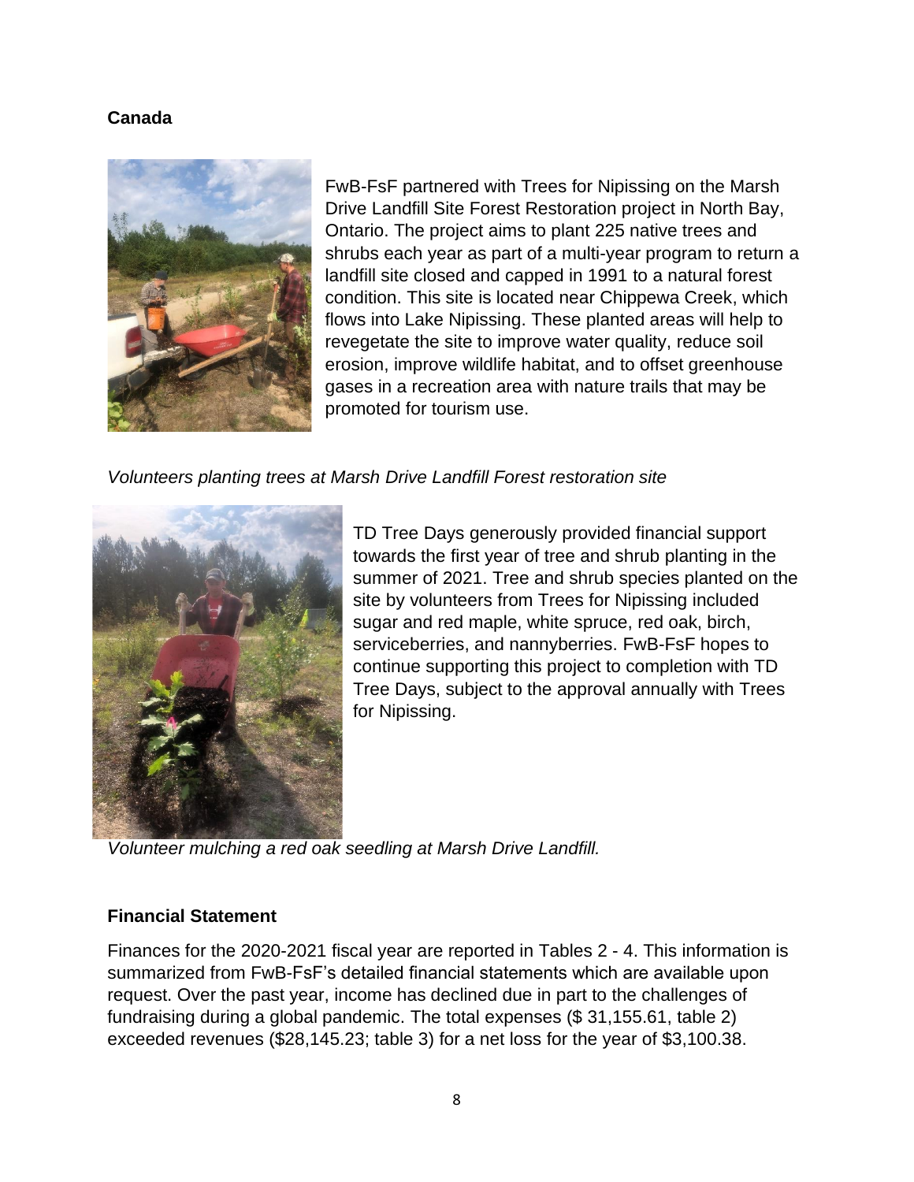## Canada

FwB-FsF partnered with Trees for Nipissing on the Marsh Drive Landfill Site Forest Restoration project in North Bay, Ontario. The project aims to plant 225 native trees and shrubs each year as part of a multi-year program to return a landfill site closed and capped in 1991 to a natural forest condition. This site is located near Chippewa Creek, which flows into Lake Nipissing. These planted areas will help to revegetate the site to improve water quality, reduce soil erosion, improve wildlife habitat, and to offset greenhouse gases in a recreation area with nature trails that may be promoted for tourism use.

*Volunteers planting trees at Marsh Drive Landfill Forest restoration site*

TD Tree Days generously provided financial support towards the first year of tree and shrub planting in the summer of 2021. Tree and shrub species planted on the site by volunteers from Trees for Nipissing included sugar and red maple, white spruce, red oak, birch, serviceberries, and nannyberries. FwB-FsF hopes to continue supporting this project to completion with TD Tree Days, subject to the approval annually with Trees for Nipissing.

*Volunteer mulching a red oak seedling at Marsh Drive Landfill.*

## Financial Statement

Finances for the 2020-2021 fiscal year are reported in Tables 2 - 4. This information is summarized from FwB-FsF's detailed financial statements which are available upon request. Over the past year, income has declined due in part to the challenges of fundraising during a global pandemic. The total expenses ($ 31,155.61, table 2) exceeded revenues ($28,145.23; table 3) for a net loss for the year of $3,100.38.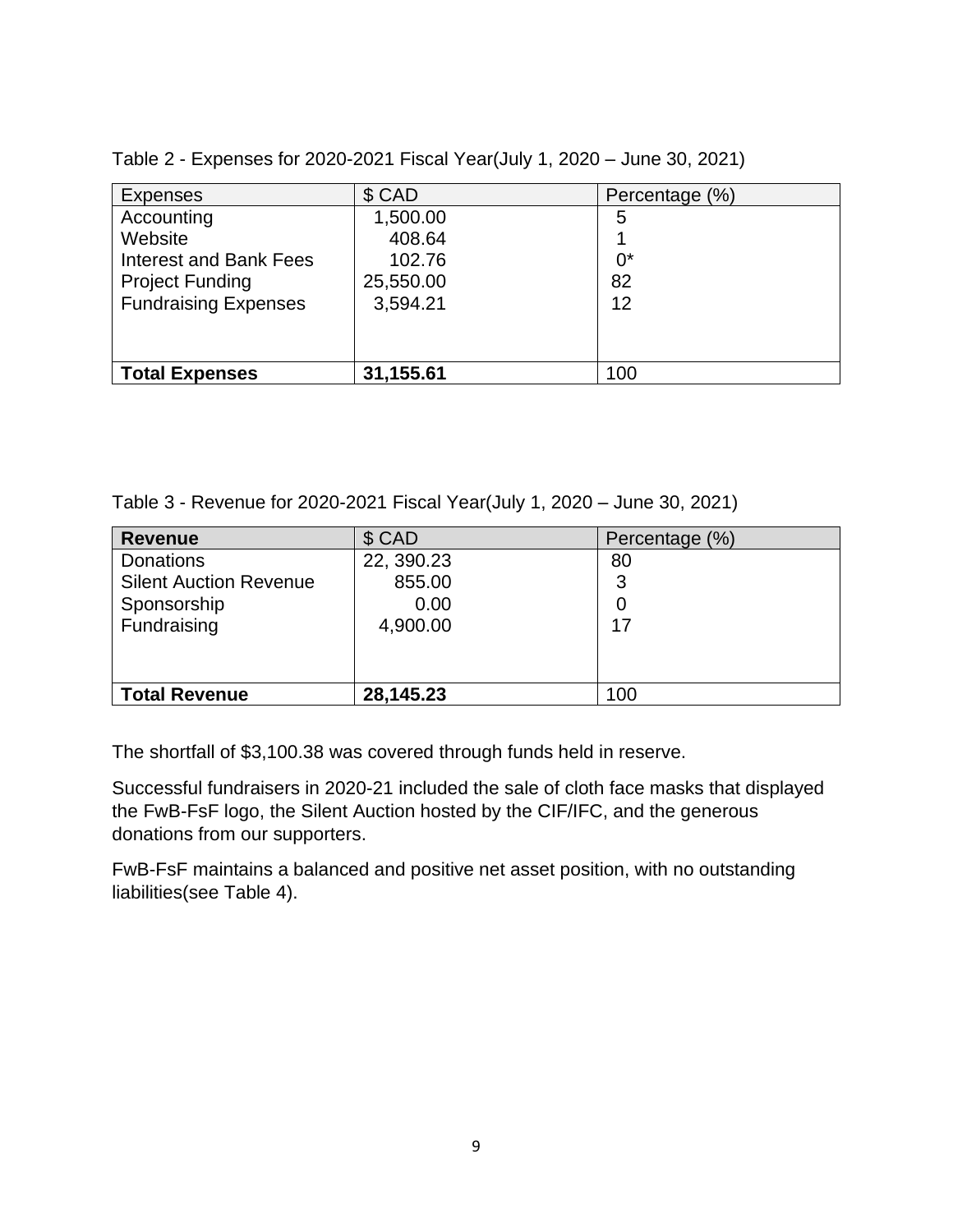Table 2 - Expenses for 2020-2021 Fiscal Year(July 1, 2020 – June 30, 2021)

| Expenses | $ CAD | Percentage (%) |
| --- | --- | --- |
| Accounting | 1,500.00 | 5 |
| Website | 408.64 | 1 |
| Interest and Bank Fees | 102.76 | 0* |
| Project Funding | 25,550.00 | 82 |
| Fundraising Expenses | 3,594.21 | 12 |
| **Total Expenses** | **31,155.61** | 100 |

Table 3 - Revenue for 2020-2021 Fiscal Year(July 1, 2020 – June 30, 2021)

| **Revenue** | $ CAD | Percentage (%) |
| --- | --- | --- |
| Donations | 22, 390.23 | 80 |
| Silent Auction Revenue | 855.00 | 3 |
| Sponsorship | 0.00 | 0 |
| Fundraising | 4,900.00 | 17 |
| **Total Revenue** | **28,145.23** | 100 |

The shortfall of $3,100.38 was covered through funds held in reserve.

Successful fundraisers in 2020-21 included the sale of cloth face masks that displayed the FwB-FsF logo, the Silent Auction hosted by the CIF/IFC, and the generous donations from our supporters.

FwB-FsF maintains a balanced and positive net asset position, with no outstanding liabilities(see Table 4).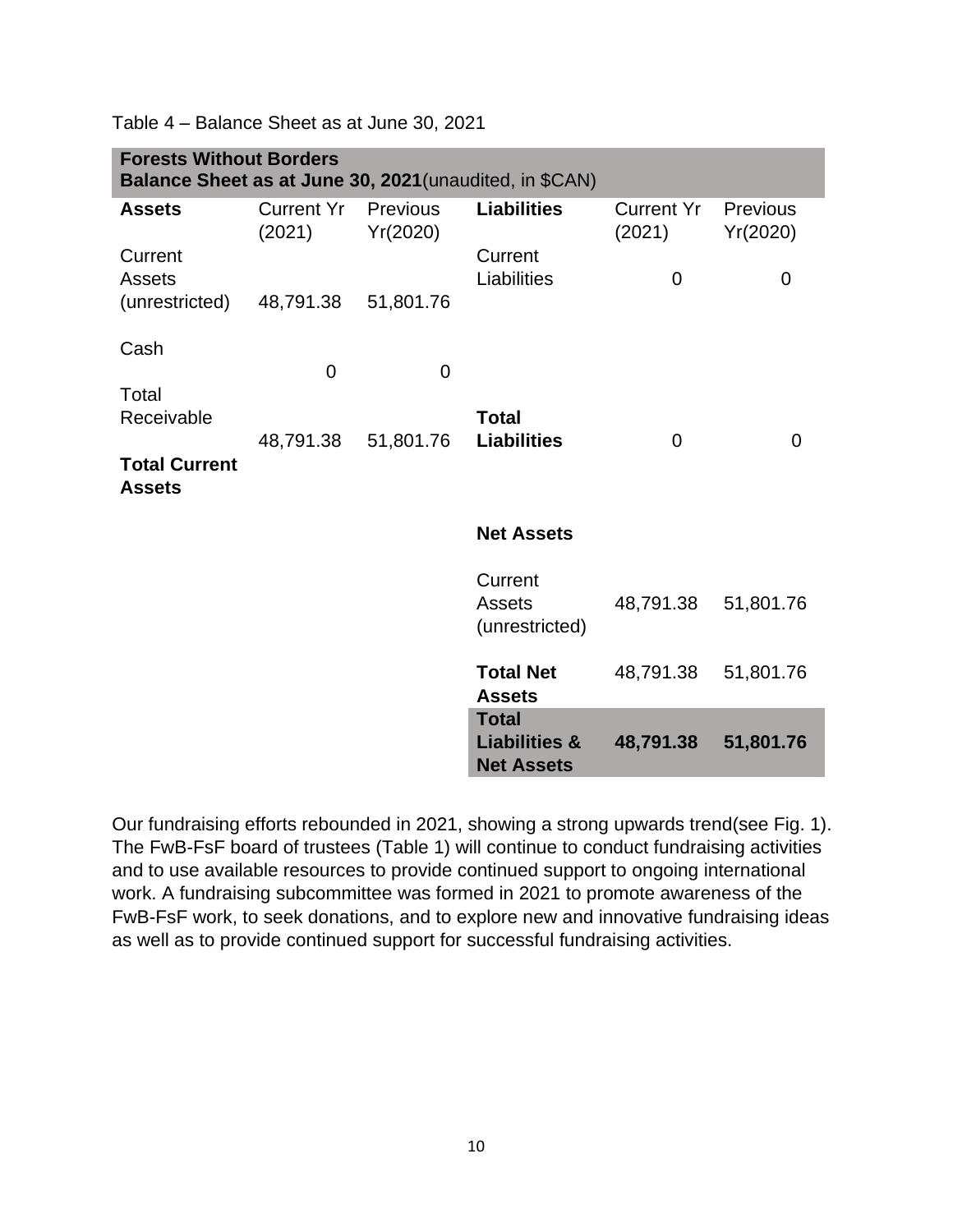Table 4 – Balance Sheet as at June 30, 2021

| **Forests Without Borders**<br>**Balance Sheet as at June 30, 2021** (unaudited, in $CAN) | | | | | |
|---|---|---|---|---|---|
| **Assets** | Current Yr (2021) | Previous Yr(2020) | **Liabilities** | Current Yr (2021) | Previous Yr(2020) |
| Current Assets (unrestricted) | 48,791.38 | 51,801.76 | Current Liabilities | 0 | 0 |
| Cash | 0 | 0 | | | |
| Total Receivable | 48,791.38 | 51,801.76 | **Total Liabilities** | 0 | 0 |
| **Total Current Assets** | | | | | |
| | | | **Net Assets** | | |
| | | | Current Assets (unrestricted) | 48,791.38 | 51,801.76 |
| | | | **Total Net Assets** | 48,791.38 | 51,801.76 |
| | | | **Total Liabilities & Net Assets** | **48,791.38** | **51,801.76** |

Our fundraising efforts rebounded in 2021, showing a strong upwards trend(see Fig. 1). The FwB-FsF board of trustees (Table 1) will continue to conduct fundraising activities and to use available resources to provide continued support to ongoing international work. A fundraising subcommittee was formed in 2021 to promote awareness of the FwB-FsF work, to seek donations, and to explore new and innovative fundraising ideas as well as to provide continued support for successful fundraising activities.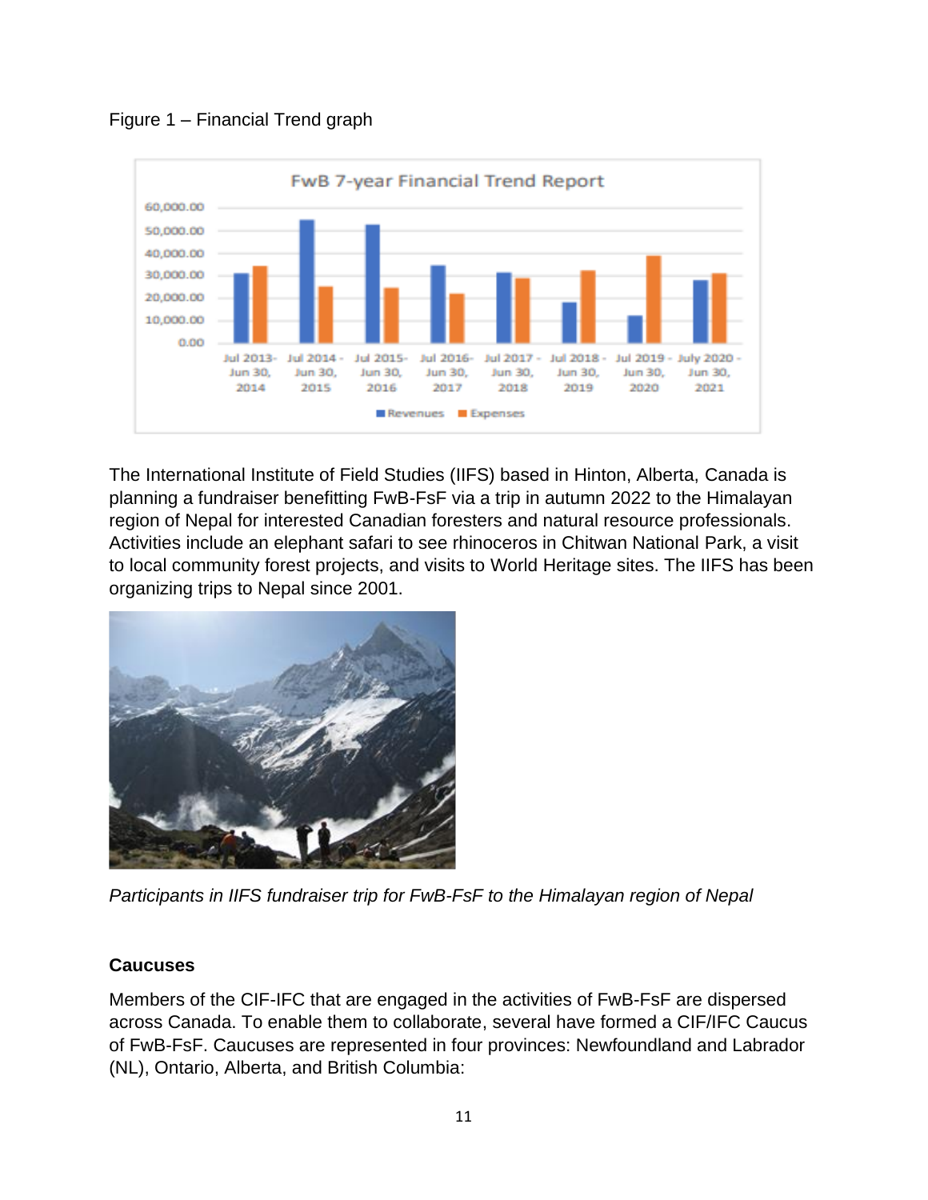Figure 1 – Financial Trend graph

The International Institute of Field Studies (IIFS) based in Hinton, Alberta, Canada is planning a fundraiser benefitting FwB-FsF via a trip in autumn 2022 to the Himalayan region of Nepal for interested Canadian foresters and natural resource professionals. Activities include an elephant safari to see rhinoceros in Chitwan National Park, a visit to local community forest projects, and visits to World Heritage sites. The IIFS has been organizing trips to Nepal since 2001.

*Participants in IIFS fundraiser trip for FwB-FsF to the Himalayan region of Nepal*

### Caucuses

Members of the CIF-IFC that are engaged in the activities of FwB-FsF are dispersed across Canada. To enable them to collaborate, several have formed a CIF/IFC Caucus of FwB-FsF. Caucuses are represented in four provinces: Newfoundland and Labrador (NL), Ontario, Alberta, and British Columbia: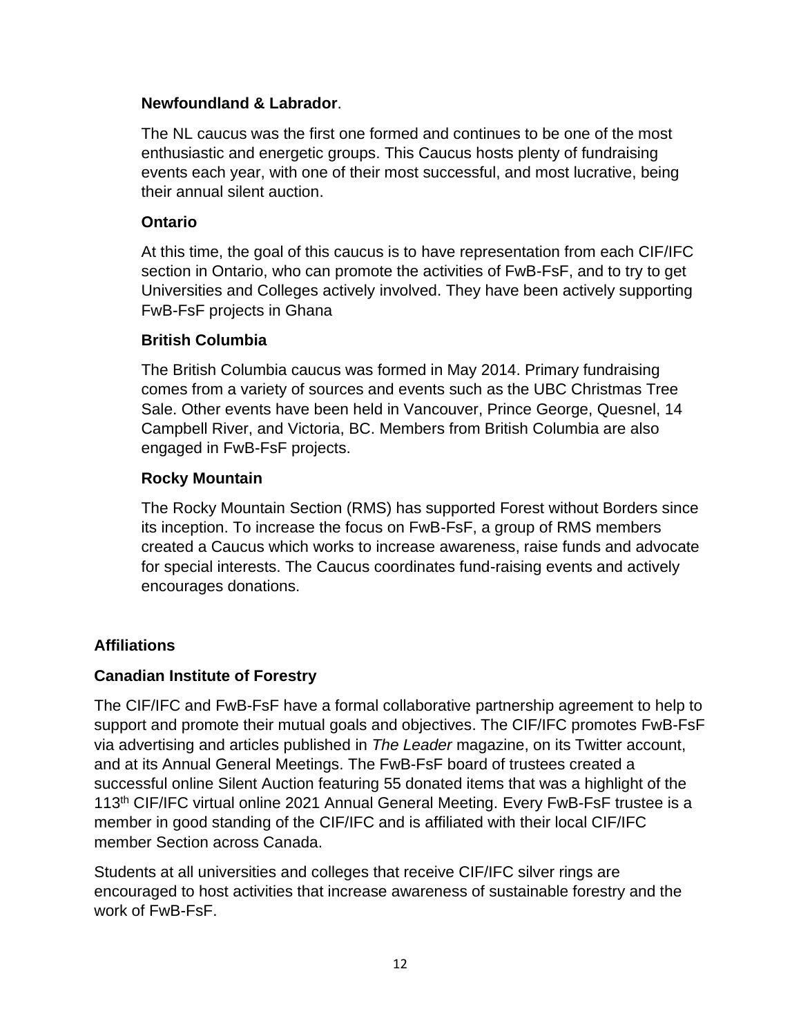### Newfoundland & Labrador.

The NL caucus was the first one formed and continues to be one of the most enthusiastic and energetic groups. This Caucus hosts plenty of fundraising events each year, with one of their most successful, and most lucrative, being their annual silent auction.

### Ontario

At this time, the goal of this caucus is to have representation from each CIF/IFC section in Ontario, who can promote the activities of FwB-FsF, and to try to get Universities and Colleges actively involved. They have been actively supporting FwB-FsF projects in Ghana

### British Columbia

The British Columbia caucus was formed in May 2014. Primary fundraising comes from a variety of sources and events such as the UBC Christmas Tree Sale. Other events have been held in Vancouver, Prince George, Quesnel, 14 Campbell River, and Victoria, BC. Members from British Columbia are also engaged in FwB-FsF projects.

### Rocky Mountain

The Rocky Mountain Section (RMS) has supported Forest without Borders since its inception. To increase the focus on FwB-FsF, a group of RMS members created a Caucus which works to increase awareness, raise funds and advocate for special interests. The Caucus coordinates fund-raising events and actively encourages donations.

## Affiliations

### Canadian Institute of Forestry

The CIF/IFC and FwB-FsF have a formal collaborative partnership agreement to help to support and promote their mutual goals and objectives. The CIF/IFC promotes FwB-FsF via advertising and articles published in *The Leader* magazine, on its Twitter account, and at its Annual General Meetings. The FwB-FsF board of trustees created a successful online Silent Auction featuring 55 donated items that was a highlight of the 113th CIF/IFC virtual online 2021 Annual General Meeting. Every FwB-FsF trustee is a member in good standing of the CIF/IFC and is affiliated with their local CIF/IFC member Section across Canada.

Students at all universities and colleges that receive CIF/IFC silver rings are encouraged to host activities that increase awareness of sustainable forestry and the work of FwB-FsF.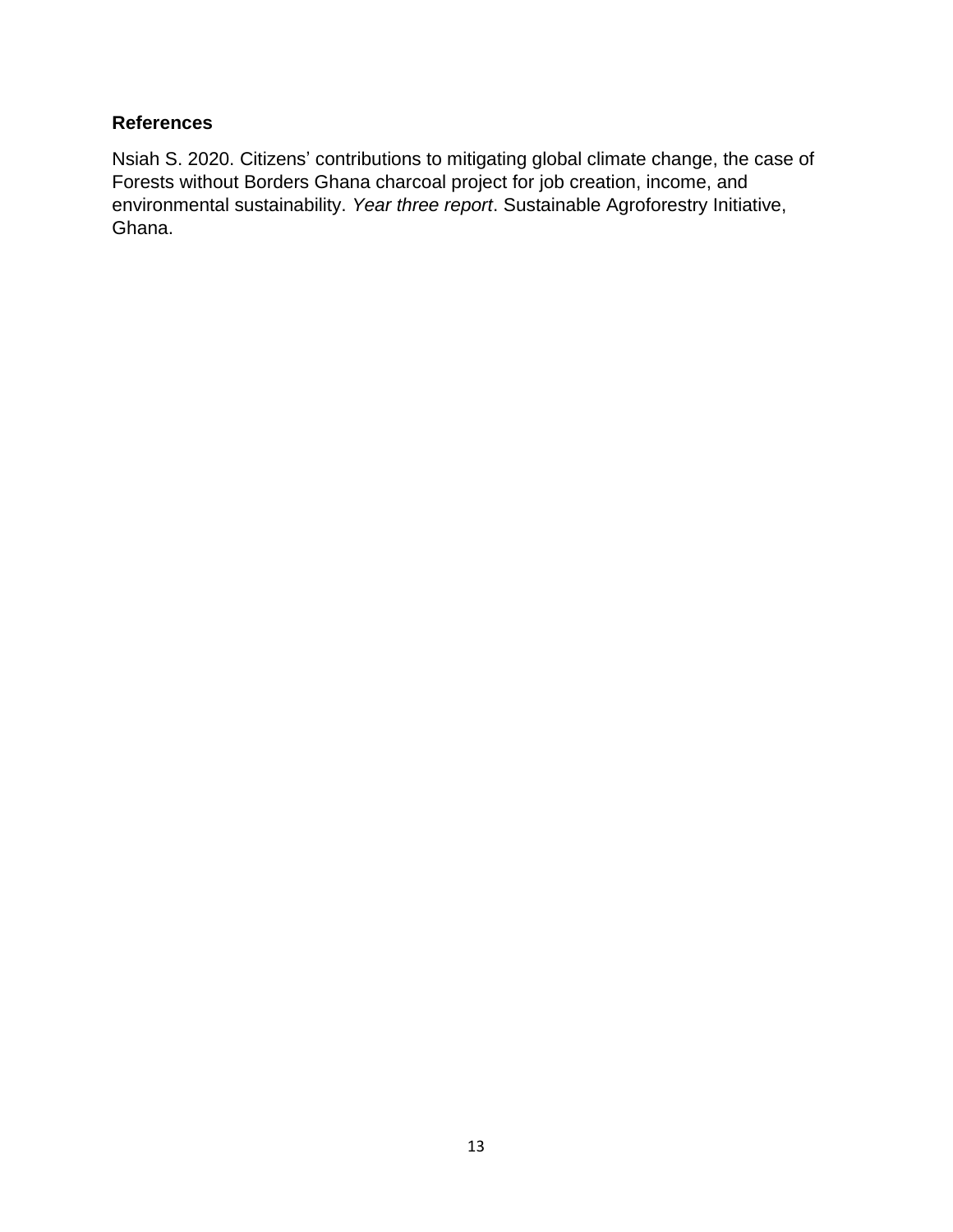## References

Nsiah S. 2020. Citizens' contributions to mitigating global climate change, the case of Forests without Borders Ghana charcoal project for job creation, income, and environmental sustainability. *Year three report*. Sustainable Agroforestry Initiative, Ghana.